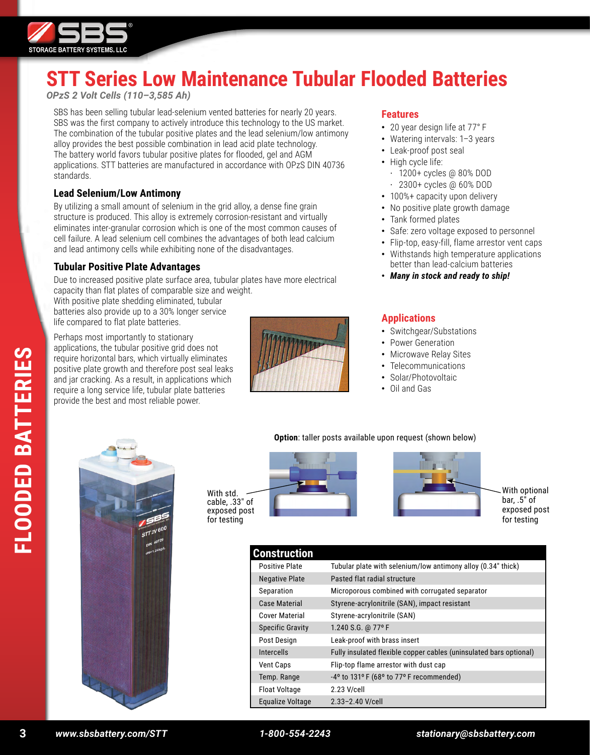# STT Series Low Maintenance Tubular Flooded Batteries

*OPzS 2 Volt Cells (110–3,585 Ah)*

SBS has been selling tubular lead-selenium vented batteries for nearly 20 years. SBS was the first company to actively introduce this technology to the US market. The combination of the tubular positive plates and the lead selenium/low antimony alloy provides the best possible combination in lead acid plate technology. The battery world favors tubular positive plates for flooded, gel and AGM applications. STT batteries are manufactured in accordance with OPzS DIN 40736 standards.

### Lead Selenium/Low Antimony

By utilizing a small amount of selenium in the grid alloy, a dense fine grain structure is produced. This alloy is extremely corrosion-resistant and virtually eliminates inter-granular corrosion which is one of the most common causes of cell failure. A lead selenium cell combines the advantages of both lead calcium and lead antimony cells while exhibiting none of the disadvantages.

### Tubular Positive Plate Advantages

Due to increased positive plate surface area, tubular plates have more electrical capacity than flat plates of comparable size and weight. With positive plate shedding eliminated, tubular batteries also provide up to a 30% longer service life compared to flat plate batteries.

Perhaps most importantly to stationary applications, the tubular positive grid does not require horizontal bars, which virtually eliminates positive plate growth and therefore post seal leaks and jar cracking. As a result, in applications which require a long service life, tubular plate batteries provide the best and most reliable power.

## Features

- 20 year design life at 77° F
- Watering intervals: 1–3 years
- Leak-proof post seal
- High cycle life:
  - 1200+ cycles @ 80% DOD
  - 2300+ cycles @ 60% DOD
- 100%+ capacity upon delivery
- No positive plate growth damage
- Tank formed plates
- Safe: zero voltage exposed to personnel
- Flip-top, easy-fill, flame arrestor vent caps
- Withstands high temperature applications better than lead-calcium batteries
- ***Many in stock and ready to ship!***

## Applications

- Switchgear/Substations
- Power Generation
- Microwave Relay Sites
- Telecommunications
- Solar/Photovoltaic
- Oil and Gas

**Option**: taller posts available upon request (shown below)

With std. cable, .33" of exposed post for testing

With optional bar, .5" of exposed post for testing

## Construction

| Construction | |
|---|---|
| Positive Plate | Tubular plate with selenium/low antimony alloy (0.34" thick) |
| Negative Plate | Pasted flat radial structure |
| Separation | Microporous combined with corrugated separator |
| Case Material | Styrene-acrylonitrile (SAN), impact resistant |
| Cover Material | Styrene-acrylonitrile (SAN) |
| Specific Gravity | 1.240 S.G. @ 77º F |
| Post Design | Leak-proof with brass insert |
| Intercells | Fully insulated flexible copper cables (uninsulated bars optional) |
| Vent Caps | Flip-top flame arrestor with dust cap |
| Temp. Range | -4º to 131º F (68º to 77º F recommended) |
| Float Voltage | 2.23 V/cell |
| Equalize Voltage | 2.33–2.40 V/cell |

*www.sbsbattery.com/STT* *1-800-554-2243* *stationary@sbsbattery.com*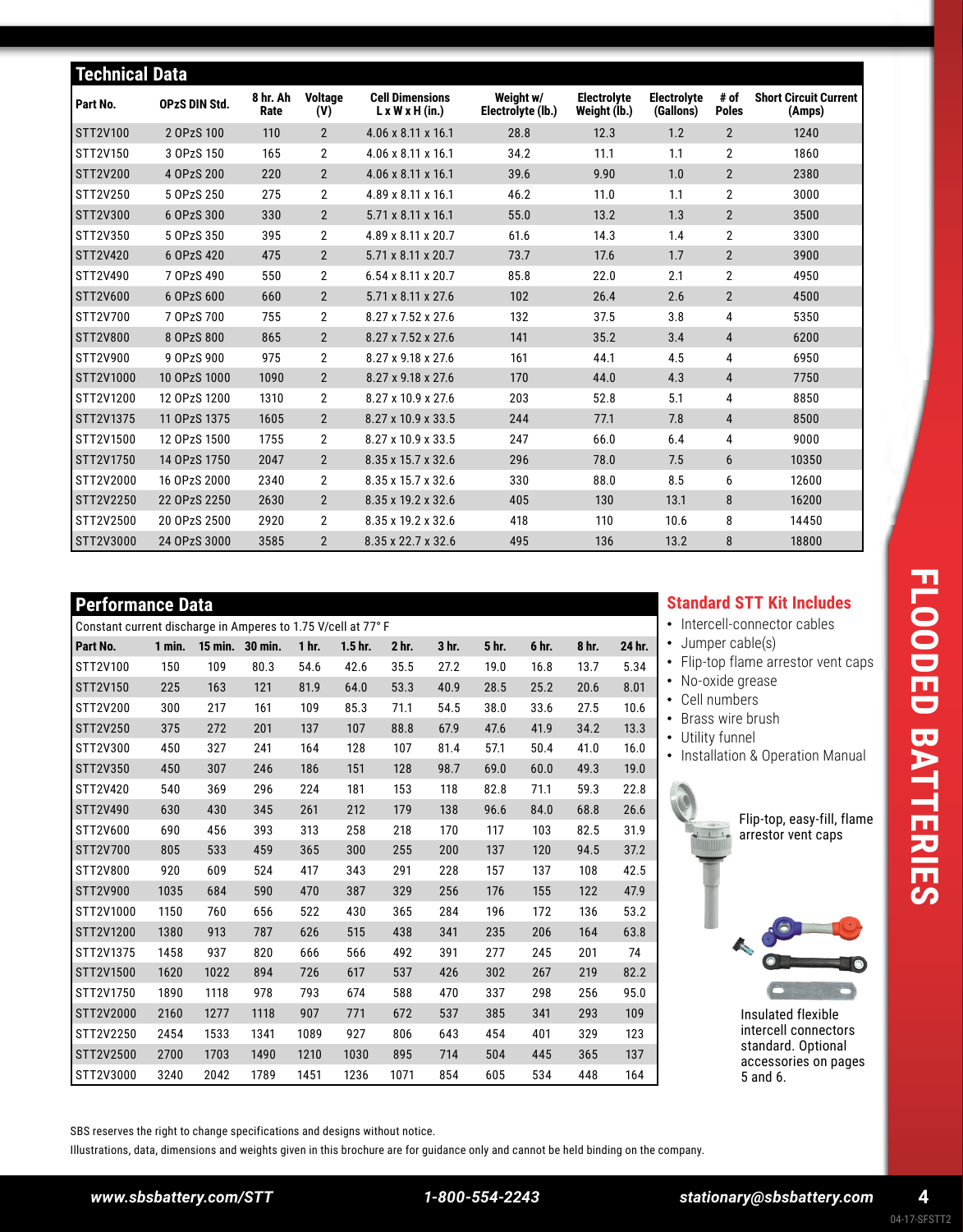## Technical Data

| Part No. | OPzS DIN Std. | 8 hr. Ah Rate | Voltage (V) | Cell Dimensions L x W x H (in.) | Weight w/ Electrolyte (lb.) | Electrolyte Weight (lb.) | Electrolyte (Gallons) | # of Poles | Short Circuit Current (Amps) |
|---|---|---|---|---|---|---|---|---|---|
| STT2V100 | 2 OPzS 100 | 110 | 2 | 4.06 x 8.11 x 16.1 | 28.8 | 12.3 | 1.2 | 2 | 1240 |
| STT2V150 | 3 OPzS 150 | 165 | 2 | 4.06 x 8.11 x 16.1 | 34.2 | 11.1 | 1.1 | 2 | 1860 |
| STT2V200 | 4 OPzS 200 | 220 | 2 | 4.06 x 8.11 x 16.1 | 39.6 | 9.90 | 1.0 | 2 | 2380 |
| STT2V250 | 5 OPzS 250 | 275 | 2 | 4.89 x 8.11 x 16.1 | 46.2 | 11.0 | 1.1 | 2 | 3000 |
| STT2V300 | 6 OPzS 300 | 330 | 2 | 5.71 x 8.11 x 16.1 | 55.0 | 13.2 | 1.3 | 2 | 3500 |
| STT2V350 | 5 OPzS 350 | 395 | 2 | 4.89 x 8.11 x 20.7 | 61.6 | 14.3 | 1.4 | 2 | 3300 |
| STT2V420 | 6 OPzS 420 | 475 | 2 | 5.71 x 8.11 x 20.7 | 73.7 | 17.6 | 1.7 | 2 | 3900 |
| STT2V490 | 7 OPzS 490 | 550 | 2 | 6.54 x 8.11 x 20.7 | 85.8 | 22.0 | 2.1 | 2 | 4950 |
| STT2V600 | 6 OPzS 600 | 660 | 2 | 5.71 x 8.11 x 27.6 | 102 | 26.4 | 2.6 | 2 | 4500 |
| STT2V700 | 7 OPzS 700 | 755 | 2 | 8.27 x 7.52 x 27.6 | 132 | 37.5 | 3.8 | 4 | 5350 |
| STT2V800 | 8 OPzS 800 | 865 | 2 | 8.27 x 7.52 x 27.6 | 141 | 35.2 | 3.4 | 4 | 6200 |
| STT2V900 | 9 OPzS 900 | 975 | 2 | 8.27 x 9.18 x 27.6 | 161 | 44.1 | 4.5 | 4 | 6950 |
| STT2V1000 | 10 OPzS 1000 | 1090 | 2 | 8.27 x 9.18 x 27.6 | 170 | 44.0 | 4.3 | 4 | 7750 |
| STT2V1200 | 12 OPzS 1200 | 1310 | 2 | 8.27 x 10.9 x 27.6 | 203 | 52.8 | 5.1 | 4 | 8850 |
| STT2V1375 | 11 OPzS 1375 | 1605 | 2 | 8.27 x 10.9 x 33.5 | 244 | 77.1 | 7.8 | 4 | 8500 |
| STT2V1500 | 12 OPzS 1500 | 1755 | 2 | 8.27 x 10.9 x 33.5 | 247 | 66.0 | 6.4 | 4 | 9000 |
| STT2V1750 | 14 OPzS 1750 | 2047 | 2 | 8.35 x 15.7 x 32.6 | 296 | 78.0 | 7.5 | 6 | 10350 |
| STT2V2000 | 16 OPzS 2000 | 2340 | 2 | 8.35 x 15.7 x 32.6 | 330 | 88.0 | 8.5 | 6 | 12600 |
| STT2V2250 | 22 OPzS 2250 | 2630 | 2 | 8.35 x 19.2 x 32.6 | 405 | 130 | 13.1 | 8 | 16200 |
| STT2V2500 | 20 OPzS 2500 | 2920 | 2 | 8.35 x 19.2 x 32.6 | 418 | 110 | 10.6 | 8 | 14450 |
| STT2V3000 | 24 OPzS 3000 | 3585 | 2 | 8.35 x 22.7 x 32.6 | 495 | 136 | 13.2 | 8 | 18800 |

## Performance Data

Constant current discharge in Amperes to 1.75 V/cell at 77° F

| Part No. | 1 min. | 15 min. | 30 min. | 1 hr. | 1.5 hr. | 2 hr. | 3 hr. | 5 hr. | 6 hr. | 8 hr. | 24 hr. |
|---|---|---|---|---|---|---|---|---|---|---|---|
| STT2V100 | 150 | 109 | 80.3 | 54.6 | 42.6 | 35.5 | 27.2 | 19.0 | 16.8 | 13.7 | 5.34 |
| STT2V150 | 225 | 163 | 121 | 81.9 | 64.0 | 53.3 | 40.9 | 28.5 | 25.2 | 20.6 | 8.01 |
| STT2V200 | 300 | 217 | 161 | 109 | 85.3 | 71.1 | 54.5 | 38.0 | 33.6 | 27.5 | 10.6 |
| STT2V250 | 375 | 272 | 201 | 137 | 107 | 88.8 | 67.9 | 47.6 | 41.9 | 34.2 | 13.3 |
| STT2V300 | 450 | 327 | 241 | 164 | 128 | 107 | 81.4 | 57.1 | 50.4 | 41.0 | 16.0 |
| STT2V350 | 450 | 307 | 246 | 186 | 151 | 128 | 98.7 | 69.0 | 60.0 | 49.3 | 19.0 |
| STT2V420 | 540 | 369 | 296 | 224 | 181 | 153 | 118 | 82.8 | 71.1 | 59.3 | 22.8 |
| STT2V490 | 630 | 430 | 345 | 261 | 212 | 179 | 138 | 96.6 | 84.0 | 68.8 | 26.6 |
| STT2V600 | 690 | 456 | 393 | 313 | 258 | 218 | 170 | 117 | 103 | 82.5 | 31.9 |
| STT2V700 | 805 | 533 | 459 | 365 | 300 | 255 | 200 | 137 | 120 | 94.5 | 37.2 |
| STT2V800 | 920 | 609 | 524 | 417 | 343 | 291 | 228 | 157 | 137 | 108 | 42.5 |
| STT2V900 | 1035 | 684 | 590 | 470 | 387 | 329 | 256 | 176 | 155 | 122 | 47.9 |
| STT2V1000 | 1150 | 760 | 656 | 522 | 430 | 365 | 284 | 196 | 172 | 136 | 53.2 |
| STT2V1200 | 1380 | 913 | 787 | 626 | 515 | 438 | 341 | 235 | 206 | 164 | 63.8 |
| STT2V1375 | 1458 | 937 | 820 | 666 | 566 | 492 | 391 | 277 | 245 | 201 | 74 |
| STT2V1500 | 1620 | 1022 | 894 | 726 | 617 | 537 | 426 | 302 | 267 | 219 | 82.2 |
| STT2V1750 | 1890 | 1118 | 978 | 793 | 674 | 588 | 470 | 337 | 298 | 256 | 95.0 |
| STT2V2000 | 2160 | 1277 | 1118 | 907 | 771 | 672 | 537 | 385 | 341 | 293 | 109 |
| STT2V2250 | 2454 | 1533 | 1341 | 1089 | 927 | 806 | 643 | 454 | 401 | 329 | 123 |
| STT2V2500 | 2700 | 1703 | 1490 | 1210 | 1030 | 895 | 714 | 504 | 445 | 365 | 137 |
| STT2V3000 | 3240 | 2042 | 1789 | 1451 | 1236 | 1071 | 854 | 605 | 534 | 448 | 164 |

### Standard STT Kit Includes

- Intercell-connector cables
- Jumper cable(s)
- Flip-top flame arrestor vent caps
- No-oxide grease
- Cell numbers
- Brass wire brush
- Utility funnel
- Installation & Operation Manual

Flip-top, easy-fill, flame arrestor vent caps

Insulated flexible intercell connectors standard. Optional accessories on pages 5 and 6.

FLOODED BATTERIES

SBS reserves the right to change specifications and designs without notice.

Illustrations, data, dimensions and weights given in this brochure are for guidance only and cannot be held binding on the company.

*www.sbsbattery.com/STT* *1-800-554-2243* *stationary@sbsbattery.com*

04-17-SFSTT2